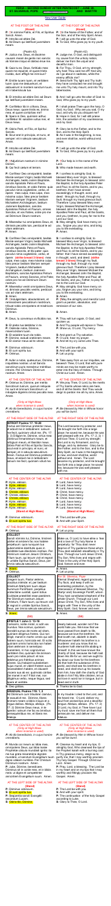# 01-05-2024 – SECOND SUNDAY AFTER PENTECOST – FEAST OF ST. SEVERUS, POPE – AND MARTIN

New User Guide

## AT THE FOOT OF THE ALTAR (Kneel)

**P:** In nómine Patris, ✠ et Fílii, et Spíritus Sancti. Amen.
**P:** Introíbo ad altáre Dei.
**S:** Ad Deum qui lætíficat juventútem meam.

(Psalm 42)

**P:** Júdica me, Deus, et discérne causam meam de gente non sancta: ab hómine iníquo et dolóso érue me.

**S:** Quia tu es, Deus, fortitúdo mea: quare me repulísti, et quare tristis incédo, dum afflígit me inimícus?

**P:** Emítte lucem tuam, et veritátem tuam: ipsa me deduxérunt, et adduxérunt in montem sanctum tuum, et in tabernácula tua.

**S:** Et introíbo ad altáre Dei: ad Deum qui lætíficat juventútem meam.

**P:** Confitébor tibi in cíthara, Deus, Deus meus: quare tristis es, ánima mea, et quare contúrbas me?

**S:** Spera in Deo, quóniam adhuc confitébor illi: salutáre vultus mei, et Deus meus.

**P:** Glória Patri, et Fílio, et Spirítui Sancto.
**S:** Sicut erat in princípio, et nunc, et semper: et in sæcula sæculórum. Amen.

**P:** Introíbo ad altáre Dei.
**S:** Ad Deum qui lætíficat juventútem meam.

**P:** ✠ Adjutórium nostrum in nómine Dómini.
**S:** Qui fecit cælum et terram.

**P:** Confíteor Deo omnipoténti, beátæ Maríæ semper Vírgini, beáto Michaéli Archángelo, beáto Joánni Baptístæ, sanctis Apóstolis Petro et Paulo, ómnibus Sanctis, et vobis fratres: quia peccávi nimis cogitatióne, verbo, et ópere: mea culpa (*strike breast*), mea culpa, mea máxima culpa. Ídeo precor beátam Maríam semper Vírginem, beátum Michaélem Archángelum, beátum Joánnem Baptístam, sanctos Apóstolos Petrum et Paulum, omnes Sanctos, et vos fratres, oráre pro me ad Dóminum Deum nostrum.

**S:** Misereátur tui omnípotens Deus, et, dimíssis peccátis tuis, perdúcat te ad vitam ætérnam.
**P:** Amen.

**S:** Confíteor Deo omnipoténti, beátæ Maríæ semper Vírgini, beáto Michaéli Archángelo, beáto Joánni Baptístæ, sanctis Apóstolis Petro et Paulo, ómnibus Sanctis, et tibi pater: quia peccávi nimis cogitatióne, verbo, et ópere: mea culpa (*strike breast*), mea culpa, mea máxima culpa. Ídeo precor beátam Maríam semper Vírginem, beátum Michaélem Archángelum, beátum Joánnem Baptístam, sanctos Apóstolos Petrum et Paulum, omnes Sanctos, et te Pater, oráre pro me ad Dóminum Deum nostrum.

**P:** Misereátur vestri omnípotens Deus, et, dimíssis peccátis vestris, perdúcat vos ad vitam ætérnam.
**S:** Amen.

**P:** ✠ Indulgéntiam, absolutiónem, et remissiónem peccatórum nostrórum, tríbuat nobis omnípotens et miséricors Dóminus.
**S:** Amen.

**P:** Deus, tu convérsus vivificábis nos.
**S:** Et plebs tua lætábitur in te.
**P:** Osténde nobis, Dómine, misericórdiam tuam.
**S:** Et salutáre tuum da nobis.
**P:** Dómine, exáudi oratiónem meam.
**S:** Et clamor meus ad te véniat.

**P:** Dóminus vobíscum.
**S:** Et cum spíritu tuo.
**P:** Orémus.

**P:** Aufer a nobis, quǽsumus, Dómine, iniquitátes nostras: ut ad Sancta sanctórum puris mereámur méntibus introíre. Per Christum Dóminum nostrum. Amen.

## AT THE CENTER OF THE ALTAR

**P:** Orámus te, Dómine, per mérita Sanctórum tuórum, quorum relíquiæ hic sunt et ómnium Sanctórum: ut indulgére dignéris ómnia peccáta mea. Amen.

*(Only at High Mass when incense is used)*
*P: Ab illo benedicáris, in cujus honóre cremáberis.*

## AT THE RIGHT SIDE OF THE ALTAR

**INTROIT Psalms 17: 19-20**
Factus est Dóminus protéctor meus, et edúxit me in latitúdinem: salvum me fecit, quóniam vóluit me. (Ps. 17: 2, 3) Díligam te, Dómine, virtus mea: Dóminus firmaméntum meum, et refúgium meum, et liberátor meus. Glória Patri et Fílio et Spirítui Sancto. Sicut erat in princípio, et nunc, et semper, et in sǽcula sæculórum. Amen. Factus est Dóminus protéctor meus, et edúxit me in latitúdinem: salvum me fecit, quóniam vóluit me.

## AT THE CENTER OF THE ALTAR

**P:** Kýrie, eléison.
**S:** Kýrie, eléison.
**P:** Kýrie, eléison.
**S:** Christe, eléison.
**P:** Christe, eléison.
**S:** Christe, eléison.
**P:** Kýrie, eléison.
**S:** Kýrie, eléison.
**P:** Kýrie, eléison.

**(Stand at High Mass)**

**P:** Dóminus vobíscum.
**S:** Et cum spíritu tuo.

## AT THE RIGHT SIDE OF THE ALTAR

**P:** Orémus.

**COLLECT**
Sancti nóminis tui, Dómine, timórem pariter et amórem fac nos habére perpétuum: quia numquam tua gubernatióne destítuis quos in soliditáte tuæ dilectiónis institúis. Per Dóminum nostrum Jesum Christum Fílium tuum: qui tecum vivit et regnat in unitáte Spíritus Sancti, Deus, per ómnia sǽcula sæculórum.

**S:** Amen.
**P:** Orémus.

**COLLECT**
Gregem tuum, Pastor ætérne, placátus inténde: et per beátos Martyres tuos Summum Pontíficem, perpétua protectióne custódi; quem totíus Ecclésiæ præstitísti esse pastórem. Per Dóminum nostrum Jesum Christum Fílium tuum, qui tecum vivit et regnat in unitáte Spíritus Sancti, Deus, per ómnia sǽcula sæculórum.
**S:** Amen.

**(Sit)**

**EPISTLE I John 3: 13-18**
Caríssimi, nolíte mirári, si odit vos mundus. Nos scimus, quóniam transláti sumus de morte ad vitam, quóniam dilígimus fratres. Qui non díligit, manet in morte: omnis qui odit fratrem suum, homícida est. Et scitis quóniam omnis homícida non habet vitam ætérnam in semetípso manéntem. In hoc cognóvimus caritátem Dei, quóniam ille ánimam suam pro nobis pósuit: et nos debémus pro frátribus ánimas pónere. Qui habúerit substántiam hujus mundi, et víderit fratrem suum necessitátem habére, et clauserit víscera sua ab eo: quómodo cáritas Dei manet in eo? Filíoli mei, non diligámus verbo, neque lingua, sed ópere et veritáte.
**S:** Deo grátias.

**GRADUAL Psalms 119: 1, 2**
Ad Dóminum cum tribulárer clamávi, et exaudívit me. Dómine, líbera ánimam meam a lábiis iníquis et a lingua dolósa. Allelúja, allelúja. (Ps. 7: 2) Dómine, Deus meus, in te sperávi: salvum me fac ex ómnibus persequéntibus me, et líbera me. Allelúja.

## AT THE CENTER OF THE ALTAR

*(Only at High Mass when incense is used)*
*P: Ab illo benedicáris, in cujus honóre cremáberis.*

**P:** Munda cor meum, ac lábia mea, omnípotens Deus, qui lábia Isaíæ Prophétæ cálculo mundásti igníto: ita me tua grata miseratióne dignáre mundáre, ut sanctum Evangélium tuum digne váleam nuntiáre. Per Christum Dóminum nostrum. Amen.

**P:** Jube, Dómine, benedícere. Dóminus sit in corde meo, et in lábiis meis: ut digne et competénter annúntiem Evangélium suum. Amen.

## AT THE LEFT SIDE OF THE ALTAR (Stand)

**P:** Dóminus vobíscum.
**S:** Et cum spíritu tuo.
**P:** Sequéntia sancti Evangélii secúndum Lucam.
**S:** Glória tibi, Dómine.

---

## AT THE FOOT OF THE ALTAR (Kneel)

**P:** In the Name of the Father, and of the Son, and of the Holy Spirit. Amen.
**P:** I will go unto the altar of God.
**S:** To God, Who gives joy to my youth.

(Psalm 42)

**P:** Judge me, O God, and distinguish my cause from the unholy nation, deliver me from the unjust and deceitful man.

**S:** For Thou, O God, art my strength, why hast Thou cast me off? And why do I go about sad, while the enemy afflicts me?

**P:** Send forth Thy light and Thy truth: they have led me and brought me unto Thy holy mount, and into Thy tabernacles.

**S:** And I will go unto the altar of God: to God, Who gives joy to my youth.

**P:** I shall praise Thee upon the harp, O God, my God. Why are you sad, O my soul, and why do you disquiet me?
**S:** Hope in God, for I will still praise Him, the salvation of my countenance, and my God.

**P:** Glory be to the Father, and to the Son, and to the Holy Spirit.
**S:** As it was in the beginning, is now, and ever shall be, world without end. Amen.

**P:** I will go unto the altar of God.
**S:** To God, Who gives joy to my youth.

**P:** ✠ Our help is in the name of the Lord.
**S:** Who made heaven and earth.

**P:** I confess to Almighty God, to blessed Mary ever Virgin, to blessed Michael the Archangel, to blessed John the Baptist, to the holy Apostles Peter and Paul, to all the Saints, and to you, brethren, that I have sinned exceedingly in thought, word, and deed: through my fault (*strike breast*), through my fault, through my most grievous fault. Therefore I pray blessed Mary ever Virgin, blessed Michael the Archangel, blessed John the Baptist, the holy Apostles Peter and Paul, all the Saints, and you, brethren, to pray for me to the Lord our God.

**S:** May almighty God have mercy on you, forgive you your sins, and bring you to life everlasting.
**P:** Amen.

**S:** I confess to almighty God, to blessed Mary ever Virgin, to blessed Michael the Archangel, to blessed John the Baptist, to the holy Apostles Peter and Paul, to all the Saints, and to you, Father, that I have sinned exceedingly in thought, word, and deed: through my fault (*strike breast*), through my fault, through my most grievous fault. Therefore I pray blessed Mary ever Virgin, blessed Michael the Archangel, blessed John the Baptist, the holy Apostles Peter and Paul, all the Saints, and you, Father, to pray for me to the Lord our God.

**P:** May almighty God have mercy on you, forgive you your sins, and bring you to life everlasting.
**S:** Amen.

**P:** ✠ May the almighty and merciful Lord grant us pardon, absolution, and remission of our sins.
**S:** Amen.

**P:** Thou wilt turn again, O God, and quicken us.
**S:** And Thy people will rejoice in Thee.
**P:** Show us, O Lord, Thy mercy.
**S:** And grant us Thy salvation.
**P:** O Lord, hear my prayer.
**S:** And let my cry come unto Thee.

**P:** The Lord be with you.
**S:** And with your spirit.
**P:** Let us pray.

**P:** Take away from us our iniquities, we beseech Thee, O Lord; that with pure minds we may be made worthy to enter into the Holy of Holies. Through Christ our Lord. Amen.

## AT THE CENTER OF THE ALTAR

**P:** We pray Thee, O Lord, by the merits of Thy Saints whose relics are here, and of all the Saints: that Thou would deign to pardon me all my sins. Amen.

*(Only at High Mass when incense is used)*
*P: Be blessed by Him in Whose honor you will be burnt.*

## AT THE RIGHT SIDE OF THE ALTAR

The Lord became my protector, and He brought me forth into a large place: He saved me, because He was well pleased with me. (Ps. 17: 2, 3) I will love Thee, O Lord, my strength: the Lord is my firmament, and my refuge, and my deliverer. Glory be to the Father, and to the Son, and to the Holy Spirit, as it was in the beginning, is now, and ever shall be, world without end. Amen. The Lord became my protector, and He brought me forth into a large place: He saved me, because He was well pleased with me.

## AT THE CENTER OF THE ALTAR

**P:** Lord, have mercy.
**S:** Lord, have mercy.
**P:** Lord, have mercy.
**S:** Christ, have mercy.
**P:** Christ, have mercy.
**S:** Christ, have mercy.
**P:** Lord, have mercy.
**S:** Lord, have mercy.
**P:** Lord, have mercy.

**(Stand at High Mass)**

**P:** The Lord be with you.
**S:** And with your spirit.

## AT THE RIGHT SIDE OF THE ALTAR

**P:** Let us pray.

Make us, O Lord, to have alike a fear and a love of Thy holy Name in perpetuity: for Thou never failest to govern those whom Thou dost establish steadfastly in Thy love. Through our Lord Jesus Christ, Thy Son, Who lives and reigns with Thee in the unity of the Holy Spirit, God, forever and ever.
**S:** Amen.
**P:** Let us pray.

**For St. Severus, Pope**
Eternal Shepherd, regard graciously Thy flock, and keep it with an everlasting protection, by the intercession of blessed Severus, Thy Martyr and Sovereign Pontiff, whom Thou hast constituted shepherd of the whole Church. Through our Lord Jesus Christ, Thy Son, Who lives and reigns with Thee in the unity of the Holy Spirit, God, forever and ever.
**S:** Amen.

**(Sit)**

Dearly beloved, wonder not if the world hate you. We know that we have passed from death to life, because we love the brethren. He that loveth not, abideth in death. Whosoever hateth his brother is a murderer. And you know that no murderer hath eternal life abiding in himself. In this we have known the charity of God, because He hath laid down His life for us: and we ought to lay down our lives for the brethren. He that hath the substance of this world, and shall see his brother in need, and shall shut up his bowels from him: how doth the charity of God abide in him? My little children, let us not love in word nor in tongue, but in deed and in truth.
**S:** Thanks be to God.

In my trouble I cried to the Lord, and He heard me. O Lord, deliver my soul from wicked lips and a deceitful tongue. Alleluia, alleluia. (Ps. 7: 2) O Lord, my God, in Thee have I put my trust: save me from all them that persecute me, and deliver me. Alleluia.

## AT THE CENTER OF THE ALTAR

*(Only at High Mass when incense is used)*
*P: Be blessed by Him in Whose honor you will be burnt.*

**P:** Cleanse my heart and my lips, O almighty God, Who cleansed the lips of the Prophet Isaiah with a burning coal. In Thy gracious mercy, deign so to purify me, that I may worthily proclaim Thy holy Gospel. Through Christ our Lord. Amen.

**P:** Pray, Lord, a blessing. The Lord be in my heart and on my lips that I may worthily and fittingly proclaim His holy Gospel.

## AT THE LEFT SIDE OF THE ALTAR (Stand)

**P:** The Lord be with you.
**S:** And with your spirit.
**P:** The continuation of the holy Gospel according to Luke.
**S:** Glory to Thee, O Lord.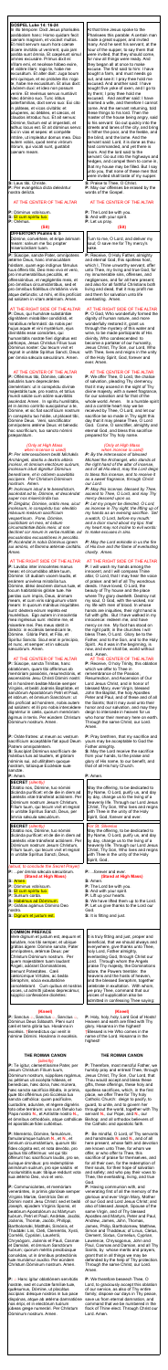**GOSPEL Luke 14: 16-24**

In illo témpore: Dixit Jesus pharisǽis parábolam hanc: Homo quidam fecit cœnam magnam, et vocávit multos. Et misit servum suum hora cœnæ dícere invitátis ut venírent, quia jam paráta sunt ómnia. Et cœpérunt simul omnes excusáre. Primus dixit ei: Villam emi, et necésse hábeo exíre, et vidére illam: rogo te, habe me excusátum. Et alter dixit: Juga boum emi quinque, et eo probáre illa: rogo te, habe me excusátum. Et álius dixit: Uxórem duxi, et ídeo non possum veníre. Et revérsus servus nuntiávit hæc dómino suo. Tunc irátus paterfamílias, dixit servo suo: Exi cito in platéas, et vicos civitátis: et páuperes, ac débiles, et cæcos, et claudos íntroduc huc. Et ait servus: Dómine, factum est ut imperásti, et adhuc locus est. Et ait dóminus servo: Exi in vias, et sepes: et compélle intráre, ut impleátur domus mea. Dico autem vobis, quod nemo virórum illórum, qui vocáti sunt, gustábit cœnam meam.

℟. Laus tibi, Christe.
℣. Per evangélica dicta deleántur nostra delícta.

AT THE CENTER OF THE ALTAR

℣. Dóminus vobíscum.
℟. Et cum spíritu tuo.
℣. Orémus.

**(Sit)**

**OFFERTORY Psalms 6: 5**

Dómine, convértere, et éripe ánimam meam: salvum me fac propter misericórdiam tuam.

℣. Súscipe, sancte Pater, omnípotens ætérne Deus, hanc immaculátam hóstiam, quam ego indígnus fámulus tuus óffero tibi, Deo meo vivo et vero, pro innumerabílibus peccátis, et offensiónibus, et neglegéntiis meis, et pro ómnibus circumstántibus, sed et pro ómnibus fidélibus christiánis vivis atque defúnctis: ut mihi, et illis profíciat ad salútem in vitam ætérnam. Amen.

AT THE RIGHT SIDE OF THE ALTAR

℣. Deus, qui humánæ substántiæ dignitátem mirabíliter condidísti, et mirabílius reformásti: da nobis per huius aquæ et vini mystérium, eius divinitátis esse consórtes, qui humanitátis nostræ fíeri dignátus est párticeps, Jesus Christus, Fílius tuus, Dóminus noster: Qui tecum vivit et regnat in unitáte Spíritus Sancti, Deus: per ómnia sǽcula sæculórum. Amen.

AT THE CENTER OF THE ALTAR

℣. Offérimus tibi, Dómine, cálicem salutáris, tuam deprecántes cleméntiam: ut in conspéctu divínæ majestátis tuæ, pro nostra et totíus mundi salúte, cum odóre suavitátis ascéndat. Amen. In spíritu humilitátis, et in ánimo contríto suscipiámur a te, Dómine: et sic fiat sacrifícium nostrum in conspéctu tuo hódie, ut pláceat tibi, Dómine Deus. Veni, sanctificátor omnípotens ætérne Deus: et bénedic hoc sacrifícium, tuo sancto nómini præparátum.

*(Only at High Mass when incense is used)*

℣. Per intercessiónem beáti Michaélis Archángeli, stantis a dextris altáris incénsi, et ómnium electórum suórum, incénsum istud dignétur Dóminus benedícere, et in odórem suavitátis accípere. Per Christum Dóminum nostrum. Amen.

℣. Incénsum istud a te benedíctum, ascéndat ad te, Dómine, et descéndat super nos misericórdia tua.

℣. Dirigátur, Dómine, orátio mea, sicut incénsum, in conspéctu tuo: elevátio mánuum meárum sacrifícium vespertínum. Pone, Dómine, custódiam ori meo, et óstium circumstántiæ lábiis meis: ut non declínet cor meum in verba malítiæ, ad excusándas excusatiónes in peccátis.

℣. Accéndat in nobis Dóminus ignem sui amóris, et flammam ætérnæ caritátis. Amen.

AT THE RIGHT SIDE OF THE ALTAR

℣. Lavábo inter innocéntes manus meas: et circúmdabo altáre tuum, Dómine: Ut áudiam vocem laudis, et enárrem univérsa mirabília tua. Dómine, diléxi decórem domus tuæ et locum habitatiónis glóriæ tuæ. Ne perdas cum ímpiis, Deus, ánimam meam, et cum viris sánguinum vitam meam: In quorum mánibus iniquitátes sunt: déxtera eórum repléta est munéribus. Ego autem in innocéntia mea ingréssus sum: rédime me, et miserére mei. Pes meus stetit in dirécto: in ecclésiis benedícam te, Dómine. Glória Patri, et Fílio, et Spirítui Sancto. Sicut erat in princípio, et nunc, et semper: et in sǽcula sæculórum. Amen.

AT THE CENTER OF THE ALTAR

℣. Súscipe, sancta Trínitas, hanc oblatiónem, quam tibi offérimus ob memóriam passiónis, resurrectiónis, et ascensiónis Jesu Christi Dómini nostri: et in honórem beátæ Maríæ semper Vírginis, et beáti Joánnis Baptístæ, et sanctórum Apostolórum Petri et Pauli, et istórum, et ómnium Sanctórum: ut illis profíciat ad honórem, nobis autem ad salútem: et illi pro nobis intercédere dignéntur in cælis, quorum memóriam ágimus in terris. Per eúndem Christum Dóminum nostrum. Amen.

℣. Oráte fratres: ut meum ac vestrum sacrifícium acceptábile fiat apud Deum Patrem omnipoténtem.

℟. Suscípiat Dóminus sacrifícium de mánibus tuis ad laudem, et glóriam nominis sui, ad utilitátem quoque nostram, totiúsque Ecclésiæ suæ sanctæ.

℣. Amen.

**SECRET** *(silently)*

Oblátio nos, Dómine, tuo nómini dicánda puríficet: et de die in diem ad cœléstis vitæ tránsferat actiónem. Per Dóminum nostrum Jesum Christum, Fílium tuum, qui tecum vivit et regnat in unitáte Spíritus Sancti, Deus, per ómnia sǽcula sæculórum. Amen.

**SECRET** *(silently)*

Oblátio nos, Dómine, tuo nómini dicánda puríficet: et de die in diem ad cœléstis vitæ tránsferat actiónem. Per Dóminum nostrum Jesum Christum, Fílium tuum, qui tecum vivit et regnat in unitáte Spíritus Sancti, Deus,

*(aloud, to conclude the Secret Prayer)*

℣. ...per ómnia sǽcula sæculórum.

**(Stand at High Mass)**

℟. Amen.
℣. Dóminus vobíscum.
℟. Et cum spíritu tuo.
℣. Sursum corda.
℟. Habémus ad Dóminum.
℣. Grátias agámus Dómino Deo nostro.
℟. Dignum et justum est.

**COMMON PREFACE**

Vere dignum et justum est, æquum et salutáre, nos tibi semper, et ubíque grátias ágere: Dómine sancte, Pater omnípotens, ætérne Deus: per Christum, Dóminum nostrum. Per quem majestátem tuam laudant Angeli, adórant Dominatiónes, tremunt Potestátes. Cæli cælorúmque Virtútes, ac beáta Séraphim, sócia exsultatióne concélebrant. Cum quibus et nostras voces, ut admítti júbeas deprecámur, súpplici confessióne dicéntes:

**(Kneel)**

℟. Sanctus, ✠ Sanctus, ✠ Sanctus, ✠ Dóminus Deus Sábaoth. Pleni sunt cæli et terra glória tua. Hosánna in excélsis. ✠ Benedíctus qui venit in nómine Dómini. Hosánna in excélsis.

**THE ROMAN CANON**

*(silently)*

℣. Te ígitur, clementíssime Pater, per Jesum Christum, Fílium tuum, Dóminum nostrum, súpplices rogámus, ac pétimus uti accépta hábeas, et benedícas, hæc ✠ dona, hæc ✠ múnera, hæc ✠ sancta sacrifícia illibáta, in primis, quæ tibi offérimus pro Ecclésia tua sancta cathólica: quam pacificáre, custodíre, adunáre, et régere dignéris toto orbe terrárum: una cum fámulo tuo Papa nostro **N.**, et Antístite nostro **N.**, et ómnibus orthodóxis, atque cathólicæ et apostólicæ fídei cultóribus.

℣. Meménto, Dómine, famulórum, famularúmque tuarum **N.** et **N.**, et ómnium circumstántium, quorum tibi fides cógnita est, et nota devótio, pro quibus tibi offérimus: vel qui tibi ófferunt hoc sacrifícium laudis, pro se, suísque ómnibus: pro redemptióne animárum suárum, pro spe salútis, et incolumitátis suæ: tibíque reddunt vota sua ætérno Deo, vivo et vero.

℣. Communicántes, et memóriam venerántes, in primis gloriósæ semper Vírginis Maríæ, Genitrícis Dei et Dómini nostri Jesu Christi: sed et beáti Joseph, ejúsdem Vírginis Sponsi, et beatórum Apostolórum ac Mártyrum tuórum, Petri et Pauli, Andréæ, Jacóbi, Joánnis, Thomæ, Jacóbi, Philíppi, Bartholomǽi, Matthǽi, Simónis, et Thaddǽi: Lini, Cleti, Cleméntis, Xysti, Cornélii, Cypriáni, Lauréntii, Chrysógoni, Joánnis et Pauli, Cosmæ et Damiáni: et ómnium Sanctórum tuórum; quorum méritis, precibúsque concédas, ut in ómnibus protectiónis tuæ muniámur auxílio. Per eúndem Christum Dóminum nostrum. Amen.

℣. Hanc igitur oblatiónem servitútis nostræ, sed et cunctæ famíliæ tuæ, quǽsumus, Dómine, ut placátus accípias: diésque nostros in tua pace dispónas, atque ab ætérna damnatióne nos éripi, et in electórum tuórum júbeas grege numerári. Per Christum Dóminum nostrum. Amen.

At that time Jesus spoke to the Pharisees this parable: A certain man made a great supper, and invited many. And he sent his servant, at the hour of supper, to say to them that were invited, that they should come, for now all things are ready. And they began all at once to make excuse. The first said to him: I have bought a farm, and I must needs go out, and see it: I pray thee hold me excused. And another said: I have bought five yoke of oxen, and I go to try them: I pray thee hold me excused. And another said: I have married a wife, and therefore I cannot come. And the servant returning, told these things to his lord. Then the master of the house being angry, said to his servant: Go out quickly into the streets and lanes of the city; and bring in hither the poor, and the feeble, and the blind, and the lame. And the servant said: Lord, it is done as thou hast commanded, and yet there is room. And the lord said to the servant: Go out into the highways and hedges; and compel them to come in, that my house may be filled. But I say unto you, that none of those men that were invited, shall taste of my supper.

℟. Praise to Thee, O Christ.
℣. May our offenses be erased by the words of the Gospel.

AT THE CENTER OF THE ALTAR

℣. The Lord be with you.
℟. And with your spirit.
℣. Let us pray.

**(Sit)**

Turn to me, O Lord, and deliver my soul; O save me for Thy mercy's sake.

℣. Receive, O Holy Father, almighty and eternal God, this spotless host, which I, Thine unworthy servant, offer unto Thee, my living and true God, for my innumerable sins, offenses, and negligences, and for all here present: as also for all faithful Christians both living and dead, that it may profit me and them for salvation unto life everlasting. Amen.

AT THE RIGHT SIDE OF THE ALTAR

℣. O God, Who wonderfully formed human nature in its dignity and more wonderfully restored it, grant us, through the mystery of this water and wine, to be made partakers of His divinity, Who vouchsafed to be partaker of our humanity, Jesus Christ, Thy Son, our Lord, Who with Thee, lives and reigns in the unity of the Holy Spirit, God, forever and ever. Amen.

AT THE CENTER OF THE ALTAR

℣. We offer Thee, O Lord, the chalice of salvation, humbly begging of Thy mercy that it may ascend in the sight of Thy divine majesty, with a sweet fragrance, for our salvation and that of the whole world. Amen. In a humble spirit and a contrite heart may we be received by Thee, O Lord, and let our sacrifice be so made in Thy sight this day as to please Thee, O Lord God. Come, O sanctifier, almighty and eternal God, and bless this sacrifice prepared for Thy holy name.

*(Only at High Mass when incense is used)*

℣. By the intercession of blessed Michael the Archangel, who stands at the right hand of the altar of incense, and of all His elect, may the Lord deign to bless this incense, and to receive it as a sweet fragrance, through Christ our Lord. Amen.

℣. May this incense, blessed by Thee, ascend to Thee, O Lord, and may Thy mercy descend upon us.

℣. Let my prayer be directed, O Lord, as incense in Thy sight; the lifting up of my hands as evening sacrifice. Set a watch, O Lord, before my mouth, and a door round about my lips, that my heart may not incline to evil words: to make excuses in sins.

℣. May the Lord enkindle in us the fire of His love and the flame of everlasting charity. Amen.

AT THE RIGHT SIDE OF THE ALTAR

℣. I will wash my hands among the innocent, and I will compass Thine altar, O Lord, that I may hear the voice of praise: and tell of all Thy wondrous works. I have loved, O Lord, the beauty of Thy house and the place where Thy glory dwelleth. Destroy not my soul with the wicked, O God, nor my life with men of blood. In whose hands are iniquities, their right hand is full with gifts. But I have walked in my innocence: redeem me, and have mercy on me. My foot hath stood in the right path; in the churches I will bless Thee, O Lord. Glory be to the Father, and to the Son, and to the Holy Spirit. As it was in the beginning, is now, and ever shall be, world without end. Amen.

AT THE CENTER OF THE ALTAR

℣. Receive, O Holy Trinity, this oblation which we offer to Thee in remembrance of the Passion, Resurrection, and Ascension of Our Lord Jesus Christ, and in honor of Blessed Mary, ever Virgin, blessed John the Baptist, the holy Apostles Peter and Paul, and of these and of all the Saints, that it may avail unto their honor and our salvation, and may they deign to intercede in heaven for us who honor their memory here on earth. Through the same Christ, our Lord. Amen.

℣. Pray brethren, that my sacrifice and yours may be acceptable to God the Father almighty.

℟. May the Lord receive the sacrifice from your hands, to the praise and glory of His name, to our benefit, and that of all His holy Church.

℣. Amen.

May the offering, to be dedicated to Thy Name, O Lord, purify us, and day by day, change us to the living of a heavenly life. Through our Lord Jesus Christ, Thy Son, Who lives and reigns with Thee in the unity of the Holy Spirit, God, forever and ever. Amen.

May the offering, to be dedicated to Thy Name, O Lord, purify us, and day by day, change us to the living of a heavenly life. Through our Lord Jesus Christ, Thy Son, Who lives and reigns with Thee in the unity of the Holy Spirit, God,

℣. ...forever and ever.

**(Stand at High Mass)**

℟. Amen.
℣. The Lord be with you.
℟. And with your spirit.
℣. Lift up your hearts.
℟. We have lifted them up to the Lord.
℣. Let us give thanks to the Lord our God.
℟. It is fitting and just.

It is truly fitting and just, proper and beneficial, that we should always and everywhere, give thanks unto Thee, holy Lord, Father almighty, everlasting God, through Christ our Lord. Through whom the Angels praise Thy majesty, the Dominations adore, the Powers tremble, the heavens and the hosts of heaven, and the blessed Seraphim, together celebrate in exultation. With whom, we pray Thee, command that our voices too be admitted, as we in suppliant confession proclaim:

**(Kneel)**

℟. Holy, holy, holy, Lord God of Hosts! Heaven and earth are filled with Thy glory. Hosanna in the highest! Blessed is He Who comes in the name of the Lord. Hosanna in the highest!

**THE ROMAN CANON**

*(silently)*

℣. Therefore, most merciful Father, we humbly pray and entreat Thee, through Jesus Christ, Thy Son, Our Lord, that Thou would accept and bless these ✠ gifts, these ✠ presents, these ✠ holy spotless sacrifices, which, in the first place, we offer Thee for Thy holy Catholic Church, that it may please Thee to grant her peace, to guard, to unite, and to govern her throughout the world, together with Thy servant **N.**, our Pope, and **N.**, our Bishop, and all true believers who cherish the Catholic and Apostolic faith.

℣. Be mindful, O Lord, of Thy servants and handmaids **N.** and **N.**, and of all here present, whose faith and devotion are known unto Thee, for whom we offer, or who offer to Thee, this sacrifice of praise for themselves, their families and friends, for the redemption of their souls, for their hope of salvation and safety; and who pay their vows to Thee, the everlasting, living, and true God.

℣. Having communion with, and venerating first of all the memory of the glorious and ever Virgin Mary, Mother of our God and Lord Jesus Christ, and also of blessed Joseph, Spouse of the same Virgin, and of Thy blessed Apostles and Martyrs, Peter and Paul, Andrew, James, John, Thomas, James, Philip, Bartholomew, Matthew, Simon and Thaddeus; of Linus, Cletus, Clement, Sixtus, Cornelius, Cyprian, Lawrence, Chrysogonus, John and Paul, Cosmas and Damian, and of all Thy Saints. By their merits and prayers grant that in all things we may be defended by the help of Thy protection. Through the same Christ, our Lord. Amen.

℣. We therefore beseech Thee, O Lord, to graciously accept this oblation of our service, as also of Thy entire family; dispose our days in Thy peace, save us from eternal damnation, and cause us to be numbered in the flock of Thine elect. Through Christ our Lord. Amen.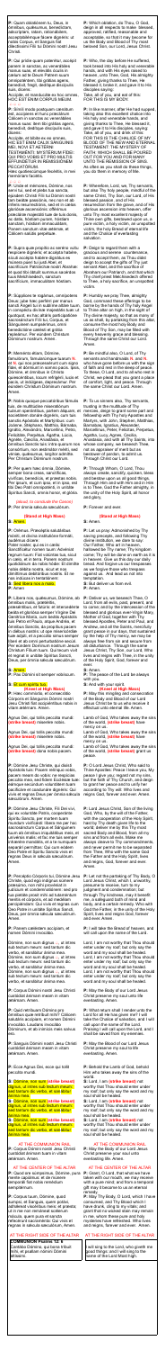**P:** Quam oblationem tu, Deus, in ómnibus, quǽsumus, benedíctam, adscríptam, ratam, rationábilem, acceptabilémque fácere dignéris: ut nobis Corpus, et Sanguis fiat dilectíssimi Fílii tui Dómini nostri Jesu Christi.

**P:** Qui prídie quam paterétur, accépit panem in sanctas, ac venerábiles manus suas, et elevátis óculis in cælum ad te Deum, Patrem suum omnipoténtem, tibi grátias agens, benedíxit, fregit, dedítque discípulis suis, dicens:

Accípite, et manducáte ex hoc omnes.
HOC EST ENIM CORPUS MEUM.

**P:** Símili modo postquam cœnátum est, accípiens et hunc præclárum Cálicem in sanctas ac venerábiles manus suas: item tibi grátias agens, benedíxit, dedítque discípulis suis, dicens:

Accípite, et bíbite ex eo omnes.
HIC EST ENIM CALIX SANGUINIS MEI, NOVI ET AETERNI TESTAMENTI: MYSTERIUM FIDEI: QUI PRO VOBIS ET PRO MULTIS EFFUNDETUR IN REMISSIONEM PECCATORUM.
Hæc quotiescúmque fecéritis, in mei memóriam faciétis.

**P:** Unde et memores, Dómine, nos servi tui, sed et plebs tua sancta, ejúsdem Christi Fílii tui Dómini nostri tam beátæ passiónis, nec non et ab ínferis resurrectiónis, sed et in cælos gloriósæ ascensiónis: offérimus præcláræ majestáti tuæ de tuis donis, ac datis, hóstiam puram, hóstiam sanctam, hóstiam immaculátam, Panem sanctum vitæ ætérnæ, et Cálicem salútis perpétuæ.

**P:** Supra quæ propítio ac seréno vultu respícere dignéris: et accépta habére, sícuti accépta habére dignátus es múnera púeri tui justi Abel, et sacrifícium Patriárchæ nostri Abrahæ: et quod tibi óbtulit summus sacérdos tuus Melchísedech, sanctum sacrifícium, immaculátam hóstiam.

**P:** Súpplices te rogámus, omnípotens Deus: jube hæc perférri per manus sancti Angeli tui in sublíme altáre tuum, in conspéctu divínæ majestátis tuæ: ut quotquot, ex hac altáris participatióne sacrosánctum Fílii tui, Corpus, et Sánguinem sumpsérimus, omni benedictióne cælésti et grátia repleámur. Per eúndem Christum Dóminum nostrum. Amen.

**P:** Meménto étiam, Dómine, famulórum, famularúmque tuárum N. et N. qui nos præcessérunt cum signo fídei, et dórmiunt in somno pacis. Ipsis, Dómine, et ómnibus in Christo quiescéntibus, locum refrigérii, lucis et pacis, ut indúlgeas, deprecámur. Per eúndem Christum Dóminum nostrum. Amen.

**P:** Nobis quoque peccatóribus fámulis tuis, de multitúdine miseratiónum tuárum sperántibus, partem áliquam, et societátem donáre dignéris, cum tuis sanctis Apóstolis et Martýribus: cum Joánne, Stéphano, Matthía, Bárnaba, Ignátio, Alexándro, Marcellíno, Petro, Felicitáte, Perpétua, Agatha, Lúcia, Agnéte, Cæcília, Anastásia, et ómnibus Sanctis tuis: intra quorum nos consórtium, non æstimátor mériti, sed véniæ, quǽsumus, largítor admítte. Per Christum Dóminum nostrum.

**P:** Per quem hæc ómnia, Dómine, semper bona creas, sanctíficas, vivíficas, benedícis, et præstas nobis. Per ipsum, et cum ipso, et in ipso, est tibi Deo Patri omnipoténti, in unitáte Spíritus Sancti, omnis honor, et glória.

(aloud, to conclude the Canon)

**P:** Per ómnia sǽcula sæculórum.

**(Stand at High Mass)**

**S:** Amen.

**P:** Orémus. Præcéptis salutáribus móniti, et divína institutióne formáti audémus dícere: Pater noster, qui es in cælis. Sanctificétur nomen tuum. Advéniat regnum tuum. Fiat volúntas tua, sicut in cælo, et in terra. Panem nostrum quotidiánum da nobis hódie. Et dimítte nobis débita nostra, sicut et nos dimíttimus debitóribus nostris. Et ne nos indúcas in tentatiónem.

**S:** Sed líbera nos a malo.

**P:** Amen.

**P:** Líbera nos, quǽsumus, Dómine, ab ómnibus malis, prætéritis, præséntibus, et futúris: et intercedénte beáta et gloriósa semper Vírgine Dei Genitríce María, cum beátis Apóstolis tuis Petro et Paulo, atque Andréa, et ómnibus Sanctis, da propítius pacem in diébus nostris: ut ope misericórdiæ tuæ adjúti, et a peccáto simus semper líberi et ab omni perturbatióne secúri. Per eúndem Dóminum nostrum Jesum Christum Fílium tuum. Qui tecum vivit et regnat in unitáte Spíritus Sancti, Deus, per ómnia sǽcula sæculórum.

**S:** Amen.

**P:** Pax Dómini sit semper vobíscum.

**S:** Et cum spíritu tuo.

**(Stand at High Mass)**

**P:** Hæc commíxtio, et consecrátio Córporis et Sánguinis Dómini nostri Jesu Christi, fiat accipiéntibus nobis in vitam ætérnam. Amen.

Agnus Dei, qui tollis peccáta mundi: **(strike breast)** miserére nobis.

Agnus Dei, qui tollis peccáta mundi: **(strike breast)** miserére nobis.

Agnus Dei, qui tollis peccáta mundi: **(strike breast)** dona nobis pacem.

**P:** Dómine Jesu Christe, qui dixísti Apóstolis tuis: Pacem relínquo vobis, pacem meam do vobis: ne respícias peccáta mea, sed fidem Ecclésiæ tuæ; eámque secúndum voluntátem tuam pacificáre et coadunáre dignéris: Qui vivis et regnas Deus per ómnia sǽcula sæculórum. Amen.

**P:** Dómine Jesu Christe, Fili Dei vivi, qui ex voluntáte Patris, cooperánte Spíritu Sancto, per mortem tuam mundum vivificásti: líbera me per hoc sacrosánctum Corpus et Sánguinem tuum ab ómnibus iniquitátibus meis, et univérsis malis: et fac me tuis semper inhærére mandátis, et a te numquam separári permíttas: Qui cum eódem Deo Patre et Spíritu Sancto vivis et regnas Deus in sǽcula sæculórum. Amen.

**P:** Percéptio Córporis tui, Dómine Jesu Christe, quod ego indígnus súmere præsúmo, non mihi provéniat in judícium et condemnatiónem: sed pro tua pietáte prosit mihi ad tutaméntum mentis et córporis, et ad medélam percipiéndam: Qui vivis et regnas cum Deo Patre in unitáte Spíritus Sancti, Deus, per ómnia sǽcula sæculórum. Amen.

**P:** Panem cæléstem accípiam, et nomen Dómini invocábo.

Dómine, non sum dignus, ut intres sub tectum meum: sed tantum dic verbo, et sanábitur ánima mea. Dómine, non sum dignus, ut intres sub tectum meum: sed tantum dic verbo, et sanábitur ánima mea. Dómine, non sum dignus, ut intres sub tectum meum: sed tantum dic verbo, et sanábitur ánima mea.

**P:** Corpus Dómini nostri Jesu Christi custódiat ánimam meam in vitam ætérnam. Amen.

**P:** Quid retríbuam Dómino pro ómnibus quæ retríbuit mihi? Cálicem salutáris accípiam, et nomen Dómini invocábo. Laudans invocábo Dóminum, et ab inimícis meis salvus ero.

**P:** Sanguis Dómini nostri Jesu Christi custódiat ánimam meam in vitam ætérnam. Amen.

**P:** Ecce Agnus Dei, ecce qui tollit peccáta mundi.

**S:** Dómine, non sum **(strike breast)** dignus, ut intres sub tectum meum: sed tantum dic verbo, et sanábitur ánima mea.
**S:** Dómine, non sum **(strike breast)** dignus, ut intres sub tectum meum: sed tantum dic verbo, et sanábitur ánima mea.
**S:** Dómine, non sum **(strike breast)** dignus, ut intres sub tectum meum: sed tantum dic verbo, et sanábitur ánima mea.

AT THE COMMUNION RAIL

**P:** Corpus Dómini nostri Jesu Christi custódiat ánimam tuam in vitam ætérnam. Amen.

AT THE CENTER OF THE ALTAR

**P:** Quod ore súmpsimus, Dómine, pura mente capiámus: et de múnere temporáli fiat nobis remédium sempitérnum.

**P:** Corpus tuum, Dómine, quod sumpsi, et Sanguis, quem potávi, adhǽreat viscéribus meis: et præsta; ut in me non remáneat scélerum mácula, quem pura et sancta refecérunt sacraménta: Qui vivis et regnas in sǽcula sæculórum. Amen.

AT THE RIGHT SIDE OF THE ALTAR

**COMMUNION Psalms 16:15**
Justítiae Dómini rectae lætificántes corda, et judícia ejus dulcióra super mel et favum: nam et servus tuus custódit ea.

---

**P:** Which oblation, do Thou, O God, deign in all respects to make blessed, approved, ratified, reasonable and acceptable, so that it may become for us the Body and Blood of Thy most beloved Son, our Lord Jesus Christ.

**P:** Who, the day before He suffered, took bread into His holy and venerable hands, and with His eyes raised to heaven unto Thee, God, His almighty Father, giving thanks to Thee, He blessed it, broke it, and gave it to His disciples saying:
Take, all of you, and eat of this:
FOR THIS IS MY BODY.

**P:** In like manner, after He had supped, taking also this excellent chalice into His holy and venerable hands, and giving thanks to Thee, He blessed it, and gave it to His disciples, saying:
Take, all of you, and drink of this:
FOR THIS IS THE CHALICE OF MY BLOOD OF THE NEW AND ETERNAL TESTAMENT: THE MYSTERY OF FAITH: WHICH SHALL BE POURED OUT FOR YOU AND FOR MANY UNTO THE REMISSION OF SINS.
As often as you shall do these things, you do them in memory of Me.

**P:** Wherefore, Lord, we, Thy servants, but also Thy holy people, mindful of the same Christ, Thy Son, our Lord, of His blessed passion, and of His resurrection from the grave, and of His glorious ascension into heaven, offer unto Thy most excellent majesty of Thine own gifts, bestowed upon us, a pure Victim, a holy Victim, a spotless Victim, the holy Bread of eternal life and the Chalice of everlasting salvation.

**P:** Deign to regard them with a gracious and serene countenance, and to accept them, even as Thou didst deign to accept the gifts of Thy just servant Abel, and the sacrifice of Abraham our Patriarch, and that which Thy chief priest Melchisedech offered to Thee, a holy sacrifice, an unspotted victim.

**P:** Humbly we pray Thee, almighty God, command these offerings to be borne by the hands of Thy holy Angel to Thine altar on high, in the sight of Thy divine majesty, so that as many of us as shall, by partaking from this altar, receive the most sacred Body and Blood of Thy Son, may be filled with every heavenly grace and blessing. Through the same Christ our Lord. Amen.

**P:** Be mindful also, O Lord, of Thy servants and handmaids N. and N. who have gone before us with the sign of faith and rest in the sleep of peace. To these, O Lord, and to all who rest in Christ, we beseech Thee to grant a place of comfort, light, and peace. Through the same Christ our Lord. Amen.

**P:** To us sinners also, Thy servants, trusting in the multitude of Thy mercies, deign to grant some part and fellowship with Thy holy Apostles and Martyrs: with John, Stephen, Matthias, Barnabas, Ignatius, Alexander, Marcellinus, Peter, Felicitas, Perpetua, Agatha, Lucy, Agnes, Cecilia, Anastasia, and with all Thy Saints, into whose company, we beseech Thee, not as appraiser of merit but as bestower of pardon, to admit us. Through Christ our Lord.

**P:** Through Whom, O Lord, Thou always createst, sanctifiest, quickenest, blessest, and givest us all these good things. Through Him and with Him and in Him is to Thee, God the Father almighty, in the unity of the Holy Spirit, all honor and glory.

**P:** Forever and ever.

**(Stand at High Mass)**

**S:** Amen.

**P:** Let us pray. Admonished by Thy saving precepts, and following Thy divine institution, we make bold to say: Our Father, Who art in heaven, hallowed be Thy name; Thy kingdom come; Thy will be done on earth as it is in heaven. Give us this day our daily bread. And forgive us our trespasses as we forgive those who trespass against us. And lead us not into temptation.

**S:** But deliver us from evil.

**P:** Amen.

**P:** Deliver us, we beseech Thee, O Lord, from all evils, past, present, and to come; and by the intercession of the blessed and glorious ever-Virgin Mary, Mother of God, together with Thy blessed Apostles, Peter and Paul, and Andrew, and all the Saints, mercifully grant peace in our days, that sustained by the help of Thy mercy, we may be always free from sin and secure from all disturbance. Through the same Jesus Christ, Thy Son, our Lord, Who lives and reigns with Thee, in the unity of the Holy Spirit, God, forever and ever.

**S:** Amen.

**P:** The peace of the Lord be always with you.

**S:** And with your spirit.

**(Stand at High Mass)**

**P:** May this mingling and consecration of the Body and Blood of our Lord Jesus Christ be for us who receive it effectual unto eternal life. Amen.

Lamb of God, Who takest away the sins of the world, **(strike breast)** have mercy on us.

Lamb of God, Who takest away the sins of the world, **(strike breast)** have mercy on us.

Lamb of God, Who takest away the sins of the world, **(strike breast)** grant us peace.

**P:** O Lord Jesus Christ, Who said to Thine Apostles: Peace I leave you, My peace I give you, regard not my sins, but the faith of Thy Church, and deign to grant her peace and to unify her according to Thy will: Who lives and reigns God, forever and ever. Amen.

**P:** Lord Jesus Christ, Son of the living God, Who, by the will of the Father, with the cooperation of the Holy Spirit, hast by Thy death given life to the world, deliver me by this, Thy most sacred Body and Blood, from all my iniquities and from every evil; make me always cleave to Thy commandments, and never permit me to be separated from Thee, Who with the same God the Father and the Holy Spirit, lives and reigns, God, forever and ever. Amen.

**P:** Let not the partaking of Thy Body, O Lord Jesus Christ, which I, unworthy, presume to receive, turn to my judgment and condemnation; but through Thy kindness, may it benefit me, a safeguard both of soul and body and a healing remedy. Who with God the Father, in the unity of the Holy Spirit, lives and reigns God, forever and ever. Amen.

**P:** I will take the Bread of heaven, and will call upon the name of the Lord.

Lord, I am not worthy that Thou should enter under my roof; but only say the word and my soul shall be healed. Lord, I am not worthy that Thou should enter under my roof; but only say the word and my soul shall be healed. Lord, I am not worthy that Thou should enter under my roof; but only say the word and my soul shall be healed.

**P:** May the Body of our Lord Jesus Christ preserve my soul unto life everlasting. Amen.

**P:** What return shall I make to the Lord for all He has given me? I will take the Chalice of salvation, and I will call upon the name of the Lord. Praising I will call upon the Lord, and I shall be saved from my enemies.

**P:** May the Blood of our Lord Jesus Christ preserve my soul unto life everlasting. Amen.

**P:** Behold the Lamb of God, behold Him who takes away the sins of the world.

**S:** Lord, I am not **(strike breast)** worthy that Thou should enter under my roof; but only say the word and my soul shall be healed.
**S:** Lord, I am not **(strike breast)** worthy that Thou should enter under my roof; but only say the word and my soul shall be healed.
**S:** Lord, I am not **(strike breast)** worthy that Thou should enter under my roof; but only say the word and my soul shall be healed.

AT THE COMMUNION RAIL

**P:** May the Body of our Lord Jesus Christ preserve your soul unto everlasting life. Amen.

AT THE CENTER OF THE ALTAR

**P:** Grant, O Lord, that what we have taken with our mouth, we may receive with a pure mind; and from a temporal gift may it become for us an eternal remedy.

**P:** May Thy Body, O Lord, which I have consumed, and Thy Blood which I have drunk, cling to my vitals; and grant that no wicked stain may remain in me, whom these pure and holy Sacraments have refreshed: Who lives and reigns, forever and ever. Amen.

AT THE RIGHT SIDE OF THE ALTAR

**COMMUNION Psalms 16:15**
The precepts of the Lord are right, rejoicing the heart; and His judgments are sweeter than honey and the honeycomb; for Thy servant keeps them.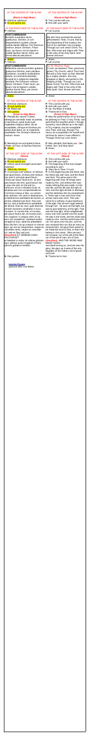AT THE CENTER OF THE ALTAR

**(Stand at High Mass)**

**P:** Dóminus vobíscum.
**S:** Et cum spíritu tuo.

AT THE RIGHT SIDE OF THE ALTAR

**P:** Orémus.

**POSTCOMMUNION**

Súmpsimus, Dómine, sacri dona mystérii, humíliter deprecántes: ut, quæ in tui commemoratiónem nos fácere præcepísti, in nostræ profíciant infirmitátis auxílium: Qui vivis et regnas cum Deo Patre in unitáte Spíritus Sancti, Deus, per ómnia sǽcula sæculórum.

**S:** Amen.

**P:** Orémus.

**POSTCOMMUNION**

Refectióne sancta enutrítam gubérna, quǽsumus, Dómine, tuam placátus Ecclésiam: ut, poténti moderatióne dirécta, et increménta libertátis accípiat et in religiónis integritáte persístat. Per Dóminum nostrum Jesum Christum, Fílium tuum, qui tecum vivit et regnat in unitáte Spíritus Sancti, Deus, per ómnia sǽcula sæculórum.

**S:** Amen.

AT THE CENTER OF THE ALTAR

**P:** Dóminus vobíscum.
**S:** Et cum spíritu tuo.
**P:** Ite, Missa est.
**S:** Deo grátias.

**(Kneel at High Mass)**

**P:** Pláceat tibi, sancta Trínitas, obséquium servitútis meæ: et præsta; ut sacrifícium, quod óculis tuæ majestátis indígnus óbtuli, tibi sit acceptábile, mihíque et ómnibus, pro quibus illud óbtuli, sit, te miseránte, propitiábile. Per Christum Dóminum nostrum. Amen.

**P:** Benedícat vos omnípotens Deus, Pater, et Fílius, et Spíritus Sanctus.
**S:** Amen.

AT THE LEFT SIDE OF THE ALTAR

**(Stand)**

**P:** Dóminus vobíscum.
**S:** Et cum spíritu tuo.
**P:** Inítium sancti Evangélii secúndum Joánnem.
**S:** Glória tibi, Dómine.
**P:** In princípio erat Verbum, et Verbum erat apud Deum, et Deus erat Verbum. Hoc erat in princípio apud Deum. Omnia per ipsum facta sunt: et sine ipso factum est nihil, quod factum est: in ipso vita erat, et vita erat lux hóminum: et lux in ténebris lucet, et ténebræ eam non comprehendérunt. Fuit homo missus a Deo, cui nomen erat Joánnes. Hic venit in testimónium, ut testimónium perhibéret de lúmine, ut omnes créderent per illum. Non erat ille lux, sed ut testimónium perhibéret de lúmine. Erat lux vera, quæ illúminat omnem hóminem veniéntem in hunc mundum. In mundo erat, et mundus per ipsum factus est, et mundus eum non cognóvit. In própria venit, et sui eum non recepérunt. Quotquot autem recepérunt eum, dedit eis potestátem fílios Dei fíeri, his qui credunt in nómine ejus: qui non ex sanguínibus, neque ex voluntáte carnis, neque ex voluntáte viri, sed ex Deo nati sunt. **(Genuflect)** ET VERBUM CARO FACTUM EST, et habitávit in nobis: et vídimus glóriam ejus, glóriam quasi Unigéniti a Patre, plenum grátiæ et veritátis.

**S:** Deo grátias.

Leonine Prayers
(optional after Low Mass)

AT THE CENTER OF THE ALTAR

**(Stand at High Mass)**

**P:** The Lord be with you.
**S:** And with your spirit.

AT THE RIGHT SIDE OF THE ALTAR

**P:** Let us pray.

We who have received the sacred gifts of this mystery, humbly beseech Thee, O Lord, that what Thou hast commanded us to do in remembrance of Thee, may profit us as a help in our weakness. Who livest and reignest with God the Father in the unity of the Holy Spirit, God, forever and ever.

**S:** Amen.

**P:** Let us pray.

For the Church

Mercifully guide, O Lord, we beseech Thee, Thy Church, which has been nourished by this holy refreshment, that, directed by Thy mighty governance, she may receive an increase of liberty and persevere in integrity of religion. Through our Lord Jesus Christ, Thy Son, Who lives and reigns with Thee in the unity of the Holy Spirit, God, forever and ever.

**S:** Amen.

AT THE CENTER OF THE ALTAR

**P:** The Lord be with you.
**S:** And with your spirit.
**P:** Go, the Mass is ended.
**S:** Thanks be to God.

**(Kneel at High Mass)**

**P:** May the performance of my homage be pleasing to Thee, O holy Trinity, and grant that the sacrifice which I, though unworthy, have offered up in the sight of Thy majesty, may be acceptable unto Thee, and may, through Thy mercy, be a propitiation for myself and all those for whom I have offered it. Through Christ our Lord. Amen.

**P:** May almighty God bless you, †the Father, Son, and Holy Spirit.
**S:** Amen.

AT THE LEFT SIDE OF THE ALTAR

**(Stand)**

**P:** The Lord be with you.
**S:** And with your spirit.
**P:** The beginning of the holy Gospel according to John.
**S:** Glory be to Thee, O Lord.
**P:** In the beginning was the Word, and the Word was with God, and the Word was God. The same was in the beginning with God. All things were made by Him: and without Him was made nothing that was made. In Him was life, and the life was the light of men. And the light shineth in darkness, and the darkness did not comprehend it. There was a man sent from God, whose name was John. This man came for a witness, to give testimony of the light, that all men might believe through him. He was not the light, but was to give testimony of the light. That was the true light, which enlighteneth every man that cometh into this world. He was in the world, and the world was made by Him, and the world knew Him not. He came unto His own, and His own received Him not. But as many as received Him, He gave them power to be made the sons of God, to them that believe in His name. Who are born, not of blood, nor of the will of the flesh, nor of the will of man, but of God. **(Genuflect)** AND THE WORD WAS MADE FLESH, and dwelt among us, (and we saw His glory, the glory as it were of the only begotten of the Father,) full of grace and truth.

**S:** Thanks be to God.